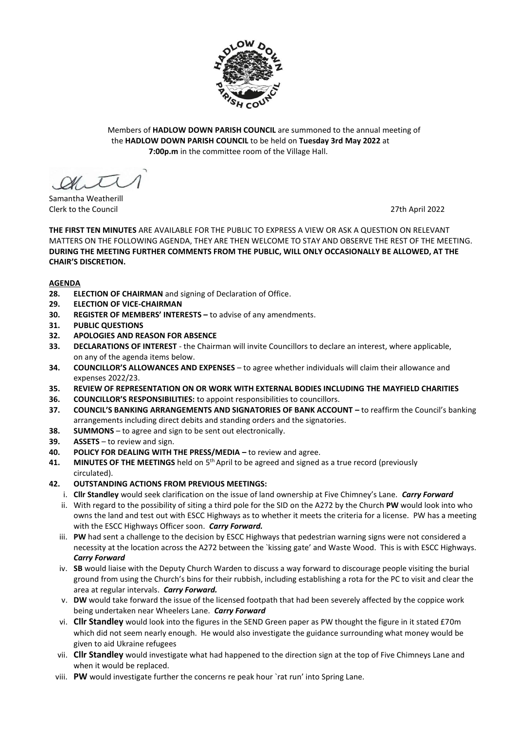Members of **HADLOW DOWN PARISH COUNCIL** are summoned to the annual meeting of the **HADLOW DOWN PARISH COUNCIL** to be held on **Tuesday 3rd May 2022** at **7:00p.m** in the committee room of the Village Hall.

Samantha Weatherill
Clerk to the Council

27th April 2022

**THE FIRST TEN MINUTES** ARE AVAILABLE FOR THE PUBLIC TO EXPRESS A VIEW OR ASK A QUESTION ON RELEVANT MATTERS ON THE FOLLOWING AGENDA, THEY ARE THEN WELCOME TO STAY AND OBSERVE THE REST OF THE MEETING. **DURING THE MEETING FURTHER COMMENTS FROM THE PUBLIC, WILL ONLY OCCASIONALLY BE ALLOWED, AT THE CHAIR'S DISCRETION.**

**AGENDA**

28. **ELECTION OF CHAIRMAN** and signing of Declaration of Office.
29. **ELECTION OF VICE-CHAIRMAN**
30. **REGISTER OF MEMBERS' INTERESTS –** to advise of any amendments.
31. **PUBLIC QUESTIONS**
32. **APOLOGIES AND REASON FOR ABSENCE**
33. **DECLARATIONS OF INTEREST** - the Chairman will invite Councillors to declare an interest, where applicable, on any of the agenda items below.
34. **COUNCILLOR'S ALLOWANCES AND EXPENSES** – to agree whether individuals will claim their allowance and expenses 2022/23.
35. **REVIEW OF REPRESENTATION ON OR WORK WITH EXTERNAL BODIES INCLUDING THE MAYFIELD CHARITIES**
36. **COUNCILLOR'S RESPONSIBILITIES:** to appoint responsibilities to councillors.
37. **COUNCIL'S BANKING ARRANGEMENTS AND SIGNATORIES OF BANK ACCOUNT –** to reaffirm the Council's banking arrangements including direct debits and standing orders and the signatories.
38. **SUMMONS** – to agree and sign to be sent out electronically.
39. **ASSETS** – to review and sign.
40. **POLICY FOR DEALING WITH THE PRESS/MEDIA –** to review and agree.
41. **MINUTES OF THE MEETINGS** held on 5th April to be agreed and signed as a true record (previously circulated).
42. **OUTSTANDING ACTIONS FROM PREVIOUS MEETINGS:**
    i. **Cllr Standley** would seek clarification on the issue of land ownership at Five Chimney's Lane. ***Carry Forward***
    ii. With regard to the possibility of siting a third pole for the SID on the A272 by the Church **PW** would look into who owns the land and test out with ESCC Highways as to whether it meets the criteria for a license. PW has a meeting with the ESCC Highways Officer soon. ***Carry Forward.***
    iii. **PW** had sent a challenge to the decision by ESCC Highways that pedestrian warning signs were not considered a necessity at the location across the A272 between the `kissing gate' and Waste Wood. This is with ESCC Highways. ***Carry Forward***
    iv. **SB** would liaise with the Deputy Church Warden to discuss a way forward to discourage people visiting the burial ground from using the Church's bins for their rubbish, including establishing a rota for the PC to visit and clear the area at regular intervals. ***Carry Forward.***
    v. **DW** would take forward the issue of the licensed footpath that had been severely affected by the coppice work being undertaken near Wheelers Lane. ***Carry Forward***
    vi. **Cllr Standley** would look into the figures in the SEND Green paper as PW thought the figure in it stated £70m which did not seem nearly enough. He would also investigate the guidance surrounding what money would be given to aid Ukraine refugees
    vii. **Cllr Standley** would investigate what had happened to the direction sign at the top of Five Chimneys Lane and when it would be replaced.
    viii. **PW** would investigate further the concerns re peak hour `rat run' into Spring Lane.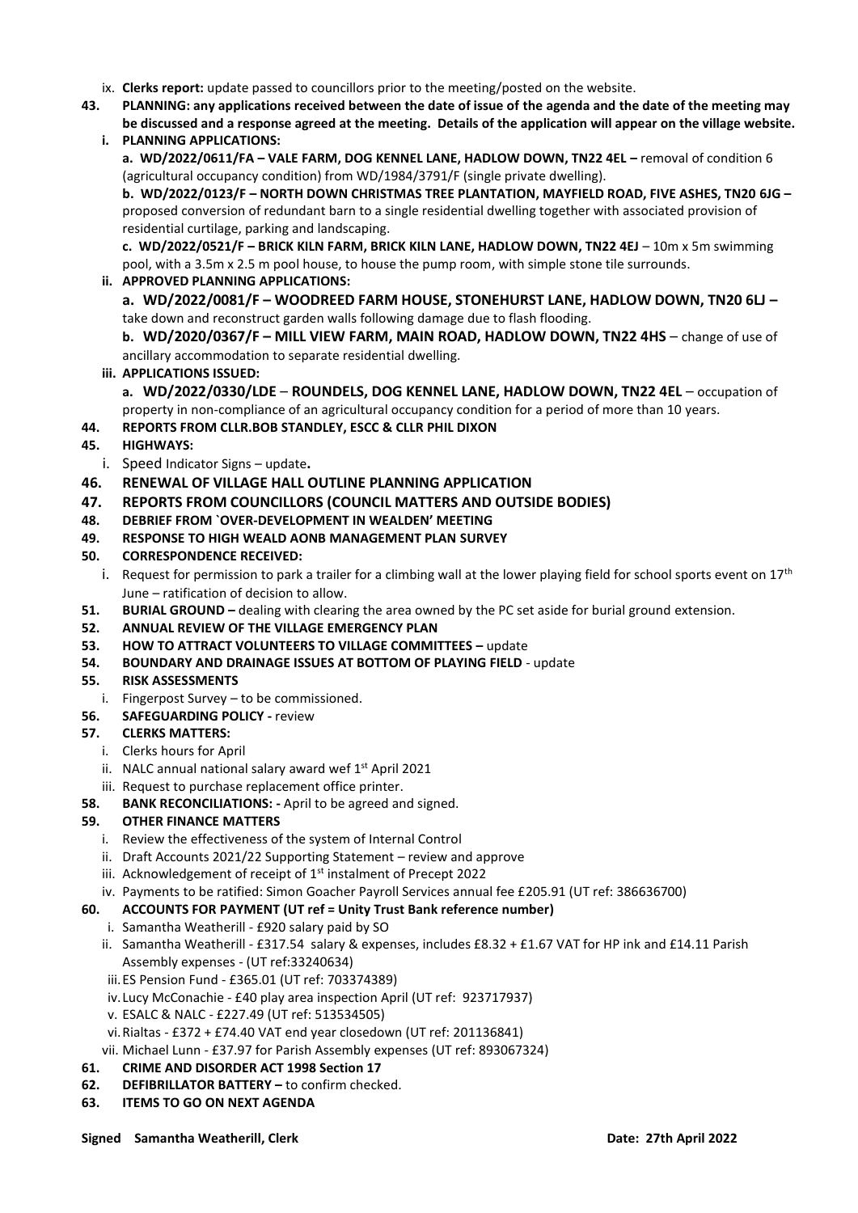ix. **Clerks report:** update passed to councillors prior to the meeting/posted on the website.

**43. PLANNING: any applications received between the date of issue of the agenda and the date of the meeting may be discussed and a response agreed at the meeting. Details of the application will appear on the village website.**

**i. PLANNING APPLICATIONS:**

**a. WD/2022/0611/FA – VALE FARM, DOG KENNEL LANE, HADLOW DOWN, TN22 4EL –** removal of condition 6 (agricultural occupancy condition) from WD/1984/3791/F (single private dwelling).

**b. WD/2022/0123/F – NORTH DOWN CHRISTMAS TREE PLANTATION, MAYFIELD ROAD, FIVE ASHES, TN20 6JG –** proposed conversion of redundant barn to a single residential dwelling together with associated provision of residential curtilage, parking and landscaping.

**c. WD/2022/0521/F – BRICK KILN FARM, BRICK KILN LANE, HADLOW DOWN, TN22 4EJ** – 10m x 5m swimming pool, with a 3.5m x 2.5 m pool house, to house the pump room, with simple stone tile surrounds.

**ii. APPROVED PLANNING APPLICATIONS:**

**a. WD/2022/0081/F – WOODREED FARM HOUSE, STONEHURST LANE, HADLOW DOWN, TN20 6LJ –** take down and reconstruct garden walls following damage due to flash flooding.

**b. WD/2020/0367/F – MILL VIEW FARM, MAIN ROAD, HADLOW DOWN, TN22 4HS** – change of use of ancillary accommodation to separate residential dwelling.

**iii. APPLICATIONS ISSUED:**

**a. WD/2022/0330/LDE** – **ROUNDELS, DOG KENNEL LANE, HADLOW DOWN, TN22 4EL** – occupation of property in non-compliance of an agricultural occupancy condition for a period of more than 10 years.

**44. REPORTS FROM CLLR.BOB STANDLEY, ESCC & CLLR PHIL DIXON**

**45. HIGHWAYS:**

i. Speed Indicator Signs – update**.**

**46. RENEWAL OF VILLAGE HALL OUTLINE PLANNING APPLICATION**

**47. REPORTS FROM COUNCILLORS (COUNCIL MATTERS AND OUTSIDE BODIES)**

**48. DEBRIEF FROM `OVER-DEVELOPMENT IN WEALDEN' MEETING**

**49. RESPONSE TO HIGH WEALD AONB MANAGEMENT PLAN SURVEY**

**50. CORRESPONDENCE RECEIVED:**

i. Request for permission to park a trailer for a climbing wall at the lower playing field for school sports event on 17th June – ratification of decision to allow.

**51. BURIAL GROUND –** dealing with clearing the area owned by the PC set aside for burial ground extension.

**52. ANNUAL REVIEW OF THE VILLAGE EMERGENCY PLAN**

**53. HOW TO ATTRACT VOLUNTEERS TO VILLAGE COMMITTEES –** update

**54. BOUNDARY AND DRAINAGE ISSUES AT BOTTOM OF PLAYING FIELD** - update

**55. RISK ASSESSMENTS**

i. Fingerpost Survey – to be commissioned.

**56. SAFEGUARDING POLICY -** review

**57. CLERKS MATTERS:**

i. Clerks hours for April
ii. NALC annual national salary award wef 1st April 2021
iii. Request to purchase replacement office printer.

**58. BANK RECONCILIATIONS: -** April to be agreed and signed.

**59. OTHER FINANCE MATTERS**

i. Review the effectiveness of the system of Internal Control
ii. Draft Accounts 2021/22 Supporting Statement – review and approve
iii. Acknowledgement of receipt of 1st instalment of Precept 2022
iv. Payments to be ratified: Simon Goacher Payroll Services annual fee £205.91 (UT ref: 386636700)

**60. ACCOUNTS FOR PAYMENT (UT ref = Unity Trust Bank reference number)**

i. Samantha Weatherill - £920 salary paid by SO
ii. Samantha Weatherill - £317.54 salary & expenses, includes £8.32 + £1.67 VAT for HP ink and £14.11 Parish Assembly expenses - (UT ref:33240634)
iii. ES Pension Fund - £365.01 (UT ref: 703374389)
iv. Lucy McConachie - £40 play area inspection April (UT ref: 923717937)
v. ESALC & NALC - £227.49 (UT ref: 513534505)
vi. Rialtas - £372 + £74.40 VAT end year closedown (UT ref: 201136841)
vii. Michael Lunn - £37.97 for Parish Assembly expenses (UT ref: 893067324)

**61. CRIME AND DISORDER ACT 1998 Section 17**

**62. DEFIBRILLATOR BATTERY –** to confirm checked.

**63. ITEMS TO GO ON NEXT AGENDA**

**Signed Samantha Weatherill, Clerk** **Date: 27th April 2022**